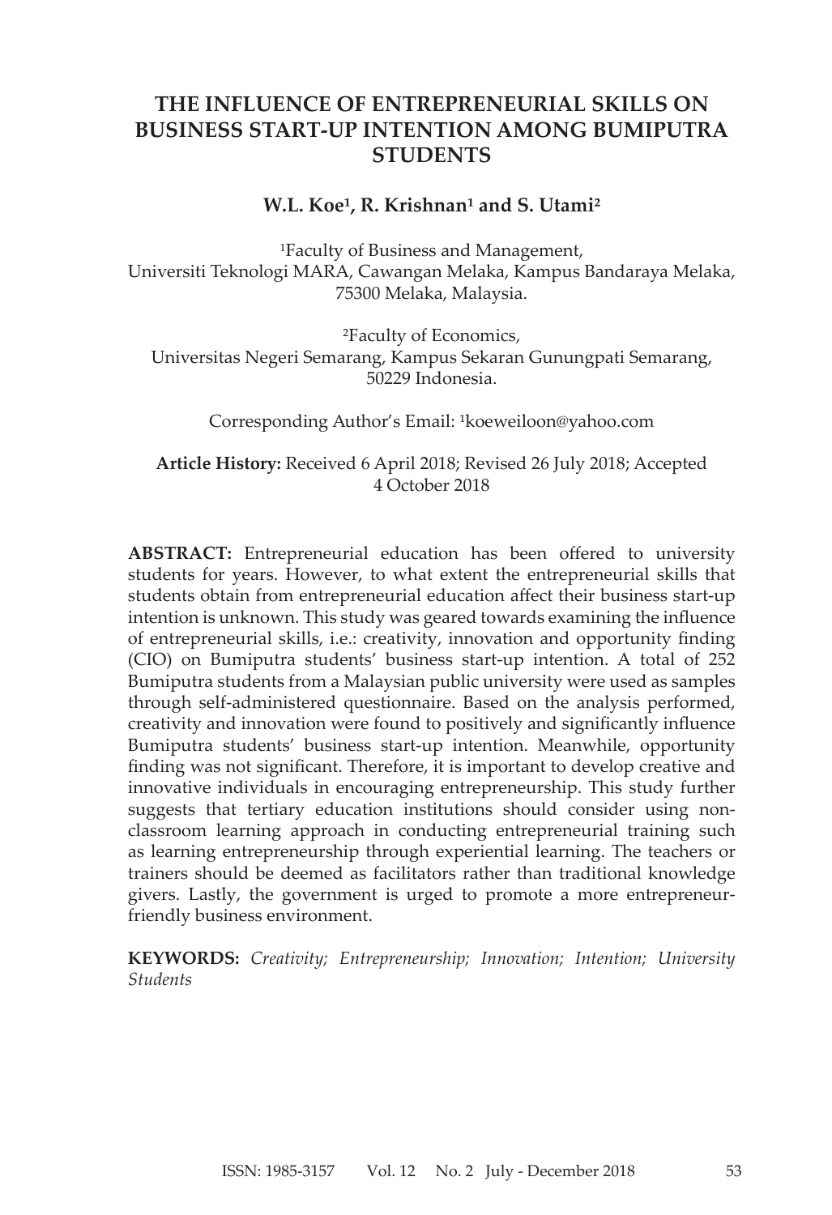# THE INFLUENCE OF ENTREPRENEURIAL SKILLS ON BUSINESS START-UP INTENTION AMONG BUMIPUTRA STUDENTS

**W.L. Koe[1], R. Krishnan[1] and S. Utami[2]**

[1]Faculty of Business and Management,
Universiti Teknologi MARA, Cawangan Melaka, Kampus Bandaraya Melaka,
75300 Melaka, Malaysia.

[2]Faculty of Economics,
Universitas Negeri Semarang, Kampus Sekaran Gunungpati Semarang,
50229 Indonesia.

Corresponding Author's Email: [1]koeweiloon@yahoo.com

**Article History:** Received 6 April 2018; Revised 26 July 2018; Accepted 4 October 2018

**ABSTRACT:** Entrepreneurial education has been offered to university students for years. However, to what extent the entrepreneurial skills that students obtain from entrepreneurial education affect their business start-up intention is unknown. This study was geared towards examining the influence of entrepreneurial skills, i.e.: creativity, innovation and opportunity finding (CIO) on Bumiputra students' business start-up intention. A total of 252 Bumiputra students from a Malaysian public university were used as samples through self-administered questionnaire. Based on the analysis performed, creativity and innovation were found to positively and significantly influence Bumiputra students' business start-up intention. Meanwhile, opportunity finding was not significant. Therefore, it is important to develop creative and innovative individuals in encouraging entrepreneurship. This study further suggests that tertiary education institutions should consider using non-classroom learning approach in conducting entrepreneurial training such as learning entrepreneurship through experiential learning. The teachers or trainers should be deemed as facilitators rather than traditional knowledge givers. Lastly, the government is urged to promote a more entrepreneur-friendly business environment.

**KEYWORDS:** *Creativity; Entrepreneurship; Innovation; Intention; University Students*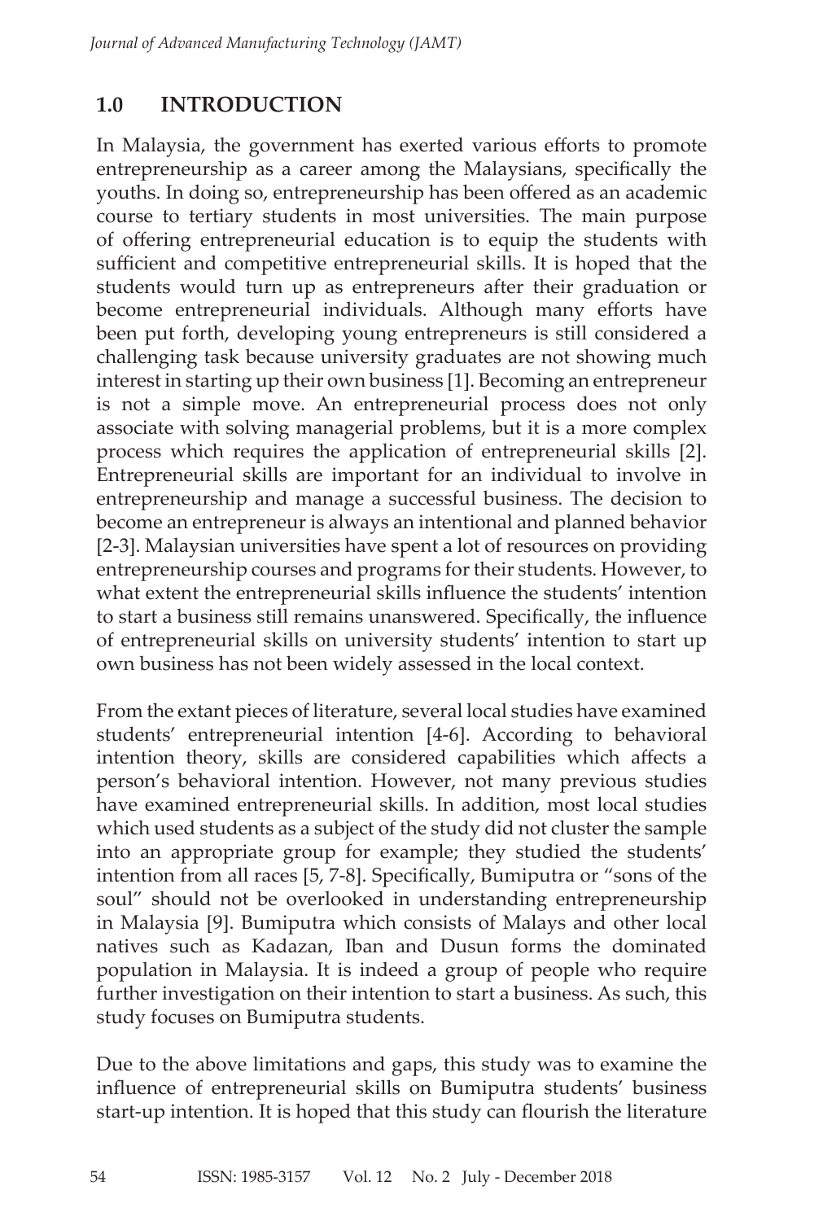## 1.0 INTRODUCTION

In Malaysia, the government has exerted various efforts to promote entrepreneurship as a career among the Malaysians, specifically the youths. In doing so, entrepreneurship has been offered as an academic course to tertiary students in most universities. The main purpose of offering entrepreneurial education is to equip the students with sufficient and competitive entrepreneurial skills. It is hoped that the students would turn up as entrepreneurs after their graduation or become entrepreneurial individuals. Although many efforts have been put forth, developing young entrepreneurs is still considered a challenging task because university graduates are not showing much interest in starting up their own business [1]. Becoming an entrepreneur is not a simple move. An entrepreneurial process does not only associate with solving managerial problems, but it is a more complex process which requires the application of entrepreneurial skills [2]. Entrepreneurial skills are important for an individual to involve in entrepreneurship and manage a successful business. The decision to become an entrepreneur is always an intentional and planned behavior [2-3]. Malaysian universities have spent a lot of resources on providing entrepreneurship courses and programs for their students. However, to what extent the entrepreneurial skills influence the students' intention to start a business still remains unanswered. Specifically, the influence of entrepreneurial skills on university students' intention to start up own business has not been widely assessed in the local context.

From the extant pieces of literature, several local studies have examined students' entrepreneurial intention [4-6]. According to behavioral intention theory, skills are considered capabilities which affects a person's behavioral intention. However, not many previous studies have examined entrepreneurial skills. In addition, most local studies which used students as a subject of the study did not cluster the sample into an appropriate group for example; they studied the students' intention from all races [5, 7-8]. Specifically, Bumiputra or "sons of the soul" should not be overlooked in understanding entrepreneurship in Malaysia [9]. Bumiputra which consists of Malays and other local natives such as Kadazan, Iban and Dusun forms the dominated population in Malaysia. It is indeed a group of people who require further investigation on their intention to start a business. As such, this study focuses on Bumiputra students.

Due to the above limitations and gaps, this study was to examine the influence of entrepreneurial skills on Bumiputra students' business start-up intention. It is hoped that this study can flourish the literature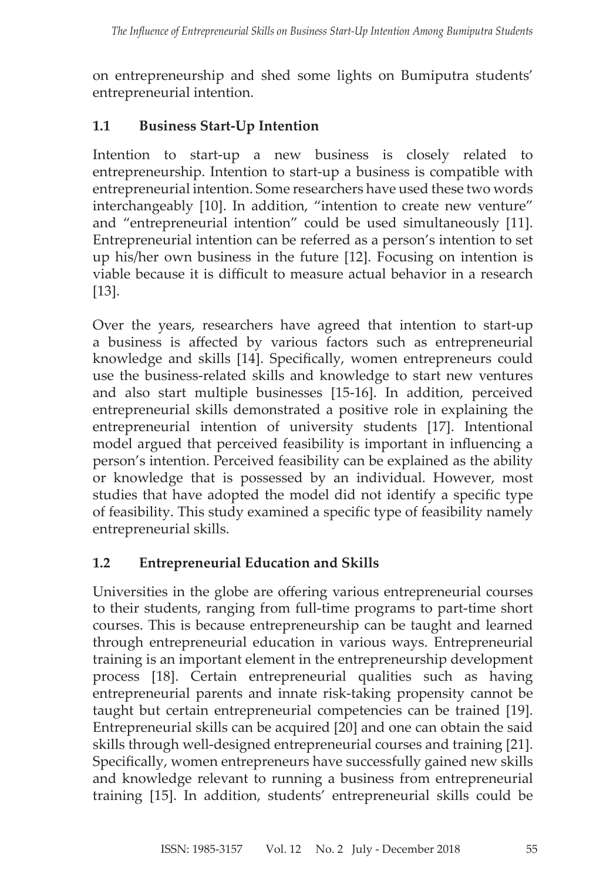on entrepreneurship and shed some lights on Bumiputra students' entrepreneurial intention.

## 1.1 Business Start-Up Intention

Intention to start-up a new business is closely related to entrepreneurship. Intention to start-up a business is compatible with entrepreneurial intention. Some researchers have used these two words interchangeably [10]. In addition, "intention to create new venture" and "entrepreneurial intention" could be used simultaneously [11]. Entrepreneurial intention can be referred as a person's intention to set up his/her own business in the future [12]. Focusing on intention is viable because it is difficult to measure actual behavior in a research [13].

Over the years, researchers have agreed that intention to start-up a business is affected by various factors such as entrepreneurial knowledge and skills [14]. Specifically, women entrepreneurs could use the business-related skills and knowledge to start new ventures and also start multiple businesses [15-16]. In addition, perceived entrepreneurial skills demonstrated a positive role in explaining the entrepreneurial intention of university students [17]. Intentional model argued that perceived feasibility is important in influencing a person's intention. Perceived feasibility can be explained as the ability or knowledge that is possessed by an individual. However, most studies that have adopted the model did not identify a specific type of feasibility. This study examined a specific type of feasibility namely entrepreneurial skills.

## 1.2 Entrepreneurial Education and Skills

Universities in the globe are offering various entrepreneurial courses to their students, ranging from full-time programs to part-time short courses. This is because entrepreneurship can be taught and learned through entrepreneurial education in various ways. Entrepreneurial training is an important element in the entrepreneurship development process [18]. Certain entrepreneurial qualities such as having entrepreneurial parents and innate risk-taking propensity cannot be taught but certain entrepreneurial competencies can be trained [19]. Entrepreneurial skills can be acquired [20] and one can obtain the said skills through well-designed entrepreneurial courses and training [21]. Specifically, women entrepreneurs have successfully gained new skills and knowledge relevant to running a business from entrepreneurial training [15]. In addition, students' entrepreneurial skills could be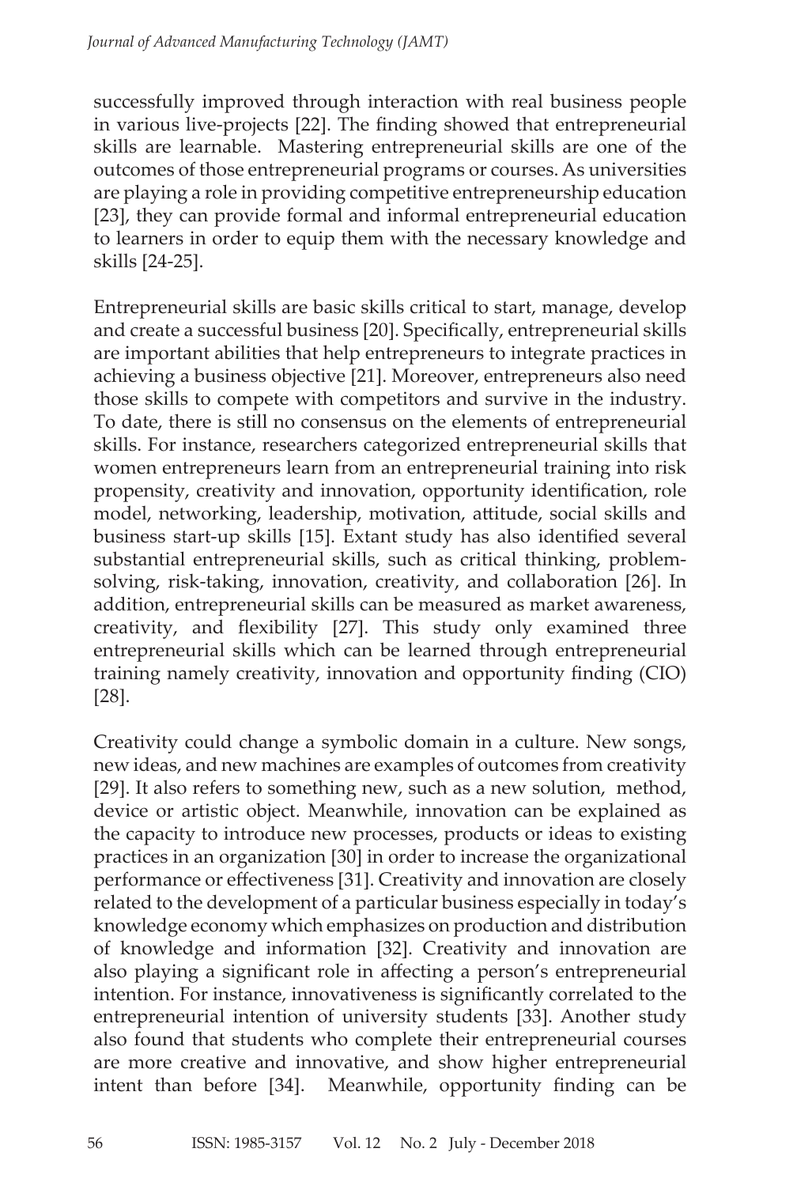successfully improved through interaction with real business people in various live-projects [22]. The finding showed that entrepreneurial skills are learnable. Mastering entrepreneurial skills are one of the outcomes of those entrepreneurial programs or courses. As universities are playing a role in providing competitive entrepreneurship education [23], they can provide formal and informal entrepreneurial education to learners in order to equip them with the necessary knowledge and skills [24-25].

Entrepreneurial skills are basic skills critical to start, manage, develop and create a successful business [20]. Specifically, entrepreneurial skills are important abilities that help entrepreneurs to integrate practices in achieving a business objective [21]. Moreover, entrepreneurs also need those skills to compete with competitors and survive in the industry. To date, there is still no consensus on the elements of entrepreneurial skills. For instance, researchers categorized entrepreneurial skills that women entrepreneurs learn from an entrepreneurial training into risk propensity, creativity and innovation, opportunity identification, role model, networking, leadership, motivation, attitude, social skills and business start-up skills [15]. Extant study has also identified several substantial entrepreneurial skills, such as critical thinking, problem-solving, risk-taking, innovation, creativity, and collaboration [26]. In addition, entrepreneurial skills can be measured as market awareness, creativity, and flexibility [27]. This study only examined three entrepreneurial skills which can be learned through entrepreneurial training namely creativity, innovation and opportunity finding (CIO) [28].

Creativity could change a symbolic domain in a culture. New songs, new ideas, and new machines are examples of outcomes from creativity [29]. It also refers to something new, such as a new solution, method, device or artistic object. Meanwhile, innovation can be explained as the capacity to introduce new processes, products or ideas to existing practices in an organization [30] in order to increase the organizational performance or effectiveness [31]. Creativity and innovation are closely related to the development of a particular business especially in today's knowledge economy which emphasizes on production and distribution of knowledge and information [32]. Creativity and innovation are also playing a significant role in affecting a person's entrepreneurial intention. For instance, innovativeness is significantly correlated to the entrepreneurial intention of university students [33]. Another study also found that students who complete their entrepreneurial courses are more creative and innovative, and show higher entrepreneurial intent than before [34]. Meanwhile, opportunity finding can be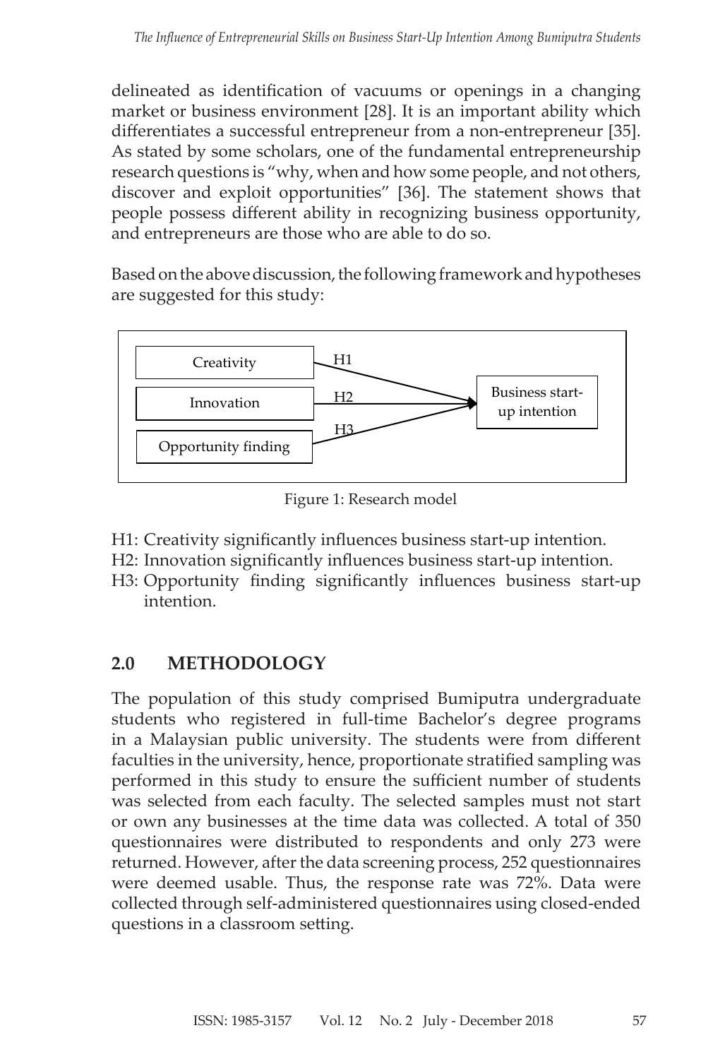delineated as identification of vacuums or openings in a changing market or business environment [28]. It is an important ability which differentiates a successful entrepreneur from a non-entrepreneur [35]. As stated by some scholars, one of the fundamental entrepreneurship research questions is "why, when and how some people, and not others, discover and exploit opportunities" [36]. The statement shows that people possess different ability in recognizing business opportunity, and entrepreneurs are those who are able to do so.

Based on the above discussion, the following framework and hypotheses are suggested for this study:

```
Creativity           --H1-->
Innovation           --H2-->  Business start-up intention
Opportunity finding  --H3-->
```

Figure 1: Research model

H1: Creativity significantly influences business start-up intention.
H2: Innovation significantly influences business start-up intention.
H3: Opportunity finding significantly influences business start-up intention.

## 2.0 METHODOLOGY

The population of this study comprised Bumiputra undergraduate students who registered in full-time Bachelor's degree programs in a Malaysian public university. The students were from different faculties in the university, hence, proportionate stratified sampling was performed in this study to ensure the sufficient number of students was selected from each faculty. The selected samples must not start or own any businesses at the time data was collected. A total of 350 questionnaires were distributed to respondents and only 273 were returned. However, after the data screening process, 252 questionnaires were deemed usable. Thus, the response rate was 72%. Data were collected through self-administered questionnaires using closed-ended questions in a classroom setting.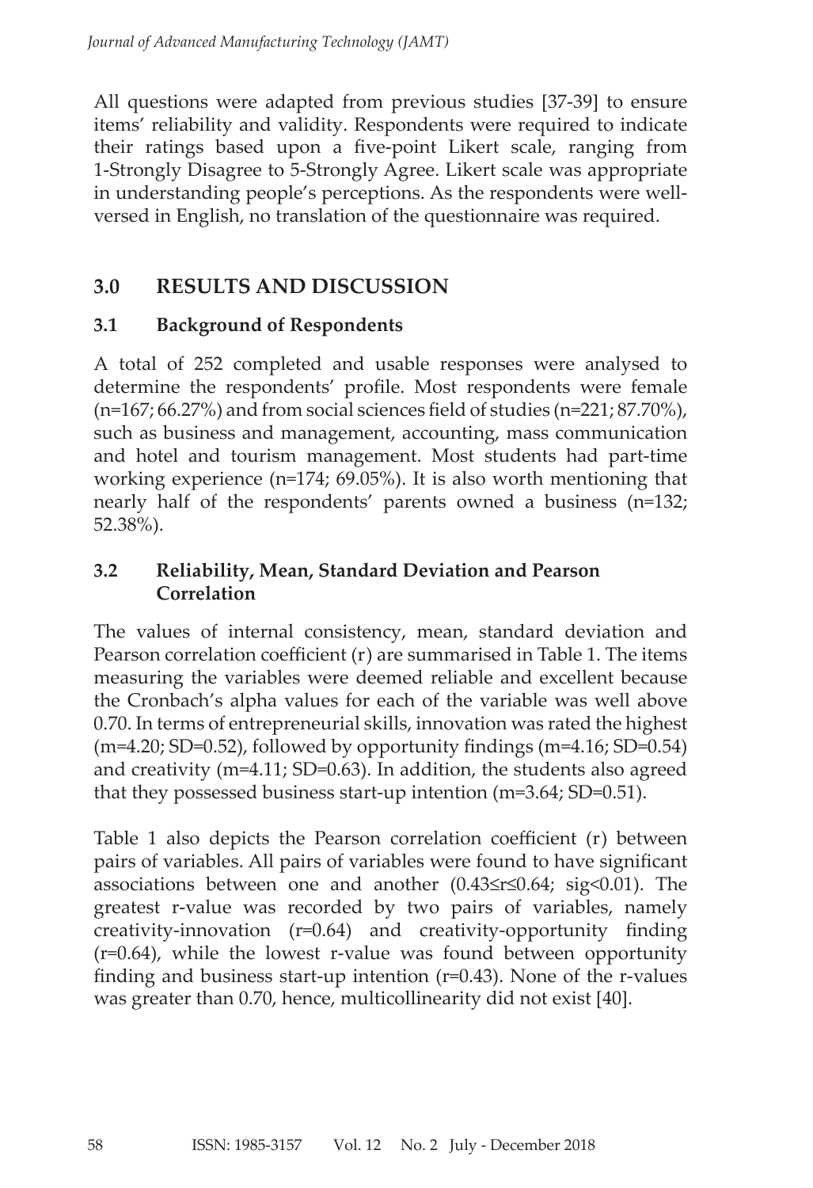All questions were adapted from previous studies [37-39] to ensure items' reliability and validity. Respondents were required to indicate their ratings based upon a five-point Likert scale, ranging from 1-Strongly Disagree to 5-Strongly Agree. Likert scale was appropriate in understanding people's perceptions. As the respondents were well-versed in English, no translation of the questionnaire was required.

## 3.0 RESULTS AND DISCUSSION

### 3.1 Background of Respondents

A total of 252 completed and usable responses were analysed to determine the respondents' profile. Most respondents were female (n=167; 66.27%) and from social sciences field of studies (n=221; 87.70%), such as business and management, accounting, mass communication and hotel and tourism management. Most students had part-time working experience (n=174; 69.05%). It is also worth mentioning that nearly half of the respondents' parents owned a business (n=132; 52.38%).

### 3.2 Reliability, Mean, Standard Deviation and Pearson Correlation

The values of internal consistency, mean, standard deviation and Pearson correlation coefficient (r) are summarised in Table 1. The items measuring the variables were deemed reliable and excellent because the Cronbach's alpha values for each of the variable was well above 0.70. In terms of entrepreneurial skills, innovation was rated the highest (m=4.20; SD=0.52), followed by opportunity findings (m=4.16; SD=0.54) and creativity (m=4.11; SD=0.63). In addition, the students also agreed that they possessed business start-up intention (m=3.64; SD=0.51).

Table 1 also depicts the Pearson correlation coefficient (r) between pairs of variables. All pairs of variables were found to have significant associations between one and another ($0.43 \leq r \leq 0.64$; sig<0.01). The greatest r-value was recorded by two pairs of variables, namely creativity-innovation (r=0.64) and creativity-opportunity finding (r=0.64), while the lowest r-value was found between opportunity finding and business start-up intention (r=0.43). None of the r-values was greater than 0.70, hence, multicollinearity did not exist [40].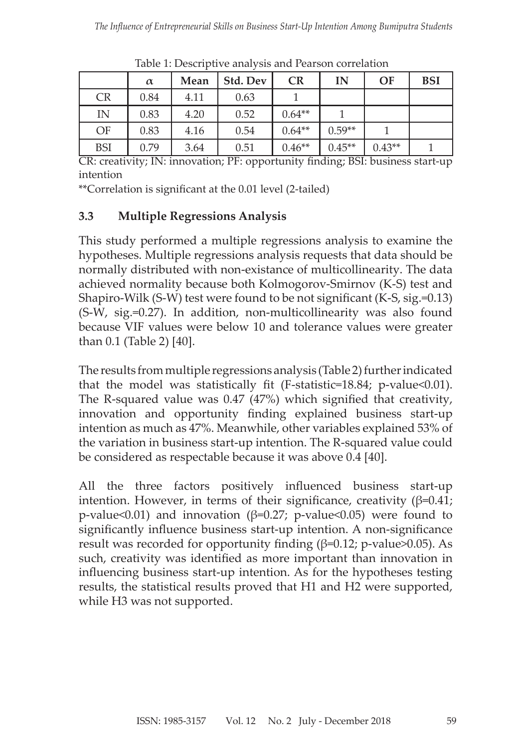Table 1: Descriptive analysis and Pearson correlation

| | $\alpha$ | Mean | Std. Dev | CR | IN | OF | BSI |
|---|---|---|---|---|---|---|---|
| CR | 0.84 | 4.11 | 0.63 | 1 | | | |
| IN | 0.83 | 4.20 | 0.52 | 0.64** | 1 | | |
| OF | 0.83 | 4.16 | 0.54 | 0.64** | 0.59** | 1 | |
| BSI | 0.79 | 3.64 | 0.51 | 0.46** | 0.45** | 0.43** | 1 |

CR: creativity; IN: innovation; PF: opportunity finding; BSI: business start-up intention

**Correlation is significant at the 0.01 level (2-tailed)

### 3.3 Multiple Regressions Analysis

This study performed a multiple regressions analysis to examine the hypotheses. Multiple regressions analysis requests that data should be normally distributed with non-existance of multicollinearity. The data achieved normality because both Kolmogorov-Smirnov (K-S) test and Shapiro-Wilk (S-W) test were found to be not significant (K-S, sig.=0.13) (S-W, sig.=0.27). In addition, non-multicollinearity was also found because VIF values were below 10 and tolerance values were greater than 0.1 (Table 2) [40].

The results from multiple regressions analysis (Table 2) further indicated that the model was statistically fit (F-statistic=18.84; p-value<0.01). The R-squared value was 0.47 (47%) which signified that creativity, innovation and opportunity finding explained business start-up intention as much as 47%. Meanwhile, other variables explained 53% of the variation in business start-up intention. The R-squared value could be considered as respectable because it was above 0.4 [40].

All the three factors positively influenced business start-up intention. However, in terms of their significance, creativity ($\beta$=0.41; p-value<0.01) and innovation ($\beta$=0.27; p-value<0.05) were found to significantly influence business start-up intention. A non-significance result was recorded for opportunity finding ($\beta$=0.12; p-value>0.05). As such, creativity was identified as more important than innovation in influencing business start-up intention. As for the hypotheses testing results, the statistical results proved that H1 and H2 were supported, while H3 was not supported.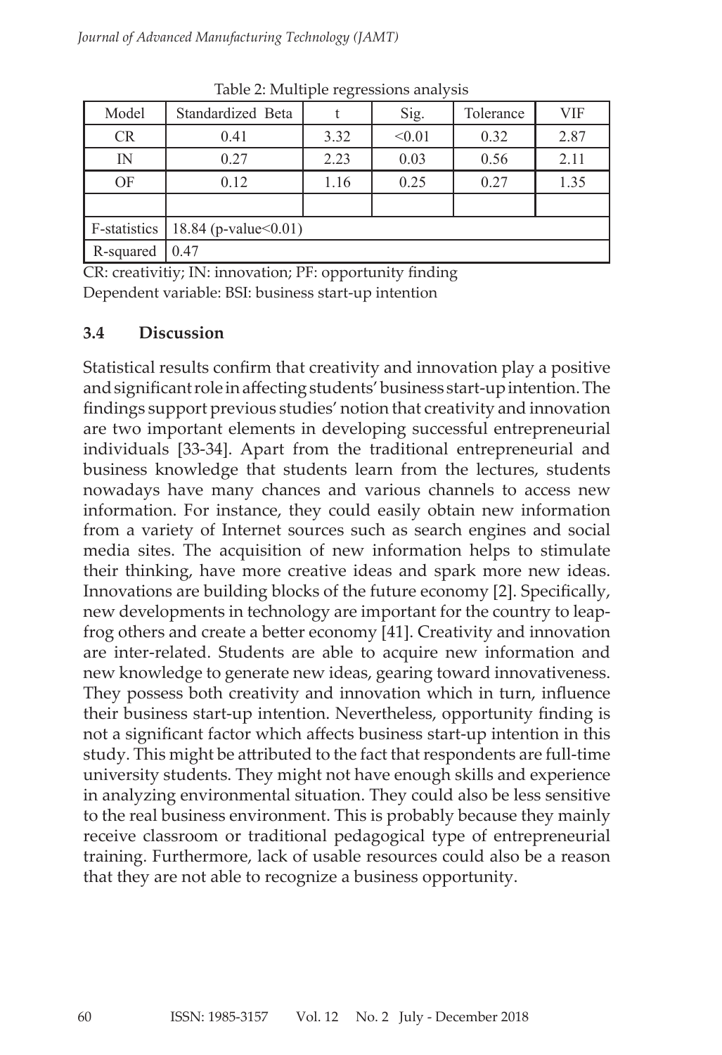Table 2: Multiple regressions analysis

| Model | Standardized Beta | t | Sig. | Tolerance | VIF |
|---|---|---|---|---|---|
| CR | 0.41 | 3.32 | <0.01 | 0.32 | 2.87 |
| IN | 0.27 | 2.23 | 0.03 | 0.56 | 2.11 |
| OF | 0.12 | 1.16 | 0.25 | 0.27 | 1.35 |
| | | | | | |
| F-statistics | 18.84 (p-value<0.01) | | | | |
| R-squared | 0.47 | | | | |

CR: creativitiy; IN: innovation; PF: opportunity finding
Dependent variable: BSI: business start-up intention

### 3.4 Discussion

Statistical results confirm that creativity and innovation play a positive and significant role in affecting students' business start-up intention. The findings support previous studies' notion that creativity and innovation are two important elements in developing successful entrepreneurial individuals [33-34]. Apart from the traditional entrepreneurial and business knowledge that students learn from the lectures, students nowadays have many chances and various channels to access new information. For instance, they could easily obtain new information from a variety of Internet sources such as search engines and social media sites. The acquisition of new information helps to stimulate their thinking, have more creative ideas and spark more new ideas. Innovations are building blocks of the future economy [2]. Specifically, new developments in technology are important for the country to leap-frog others and create a better economy [41]. Creativity and innovation are inter-related. Students are able to acquire new information and new knowledge to generate new ideas, gearing toward innovativeness. They possess both creativity and innovation which in turn, influence their business start-up intention. Nevertheless, opportunity finding is not a significant factor which affects business start-up intention in this study. This might be attributed to the fact that respondents are full-time university students. They might not have enough skills and experience in analyzing environmental situation. They could also be less sensitive to the real business environment. This is probably because they mainly receive classroom or traditional pedagogical type of entrepreneurial training. Furthermore, lack of usable resources could also be a reason that they are not able to recognize a business opportunity.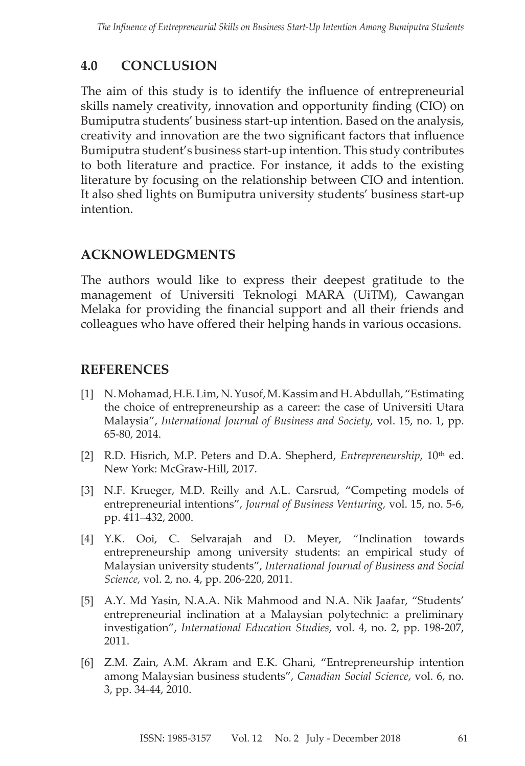## 4.0 CONCLUSION

The aim of this study is to identify the influence of entrepreneurial skills namely creativity, innovation and opportunity finding (CIO) on Bumiputra students' business start-up intention. Based on the analysis, creativity and innovation are the two significant factors that influence Bumiputra student's business start-up intention. This study contributes to both literature and practice. For instance, it adds to the existing literature by focusing on the relationship between CIO and intention. It also shed lights on Bumiputra university students' business start-up intention.

## ACKNOWLEDGMENTS

The authors would like to express their deepest gratitude to the management of Universiti Teknologi MARA (UiTM), Cawangan Melaka for providing the financial support and all their friends and colleagues who have offered their helping hands in various occasions.

## REFERENCES

[1] N. Mohamad, H.E. Lim, N. Yusof, M. Kassim and H. Abdullah, "Estimating the choice of entrepreneurship as a career: the case of Universiti Utara Malaysia", *International Journal of Business and Society*, vol. 15, no. 1, pp. 65-80, 2014.

[2] R.D. Hisrich, M.P. Peters and D.A. Shepherd, *Entrepreneurship*, 10th ed. New York: McGraw-Hill, 2017.

[3] N.F. Krueger, M.D. Reilly and A.L. Carsrud, "Competing models of entrepreneurial intentions", *Journal of Business Venturing,* vol. 15, no. 5-6, pp. 411–432, 2000.

[4] Y.K. Ooi, C. Selvarajah and D. Meyer, "Inclination towards entrepreneurship among university students: an empirical study of Malaysian university students", *International Journal of Business and Social Science,* vol. 2, no. 4, pp. 206-220, 2011.

[5] A.Y. Md Yasin, N.A.A. Nik Mahmood and N.A. Nik Jaafar, "Students' entrepreneurial inclination at a Malaysian polytechnic: a preliminary investigation", *International Education Studies*, vol. 4, no. 2, pp. 198-207, 2011.

[6] Z.M. Zain, A.M. Akram and E.K. Ghani, "Entrepreneurship intention among Malaysian business students", *Canadian Social Science*, vol. 6, no. 3, pp. 34-44, 2010.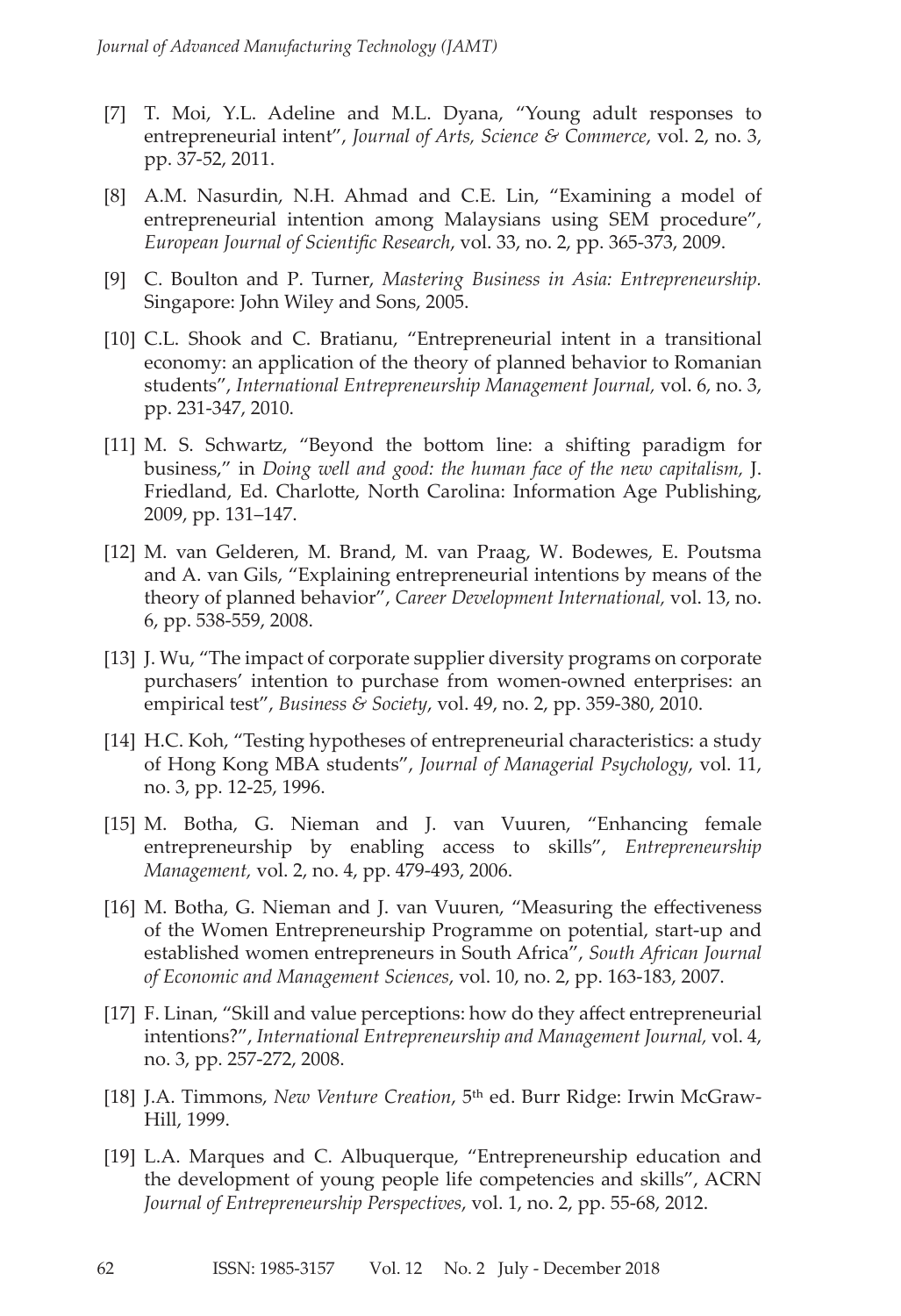[7] T. Moi, Y.L. Adeline and M.L. Dyana, "Young adult responses to entrepreneurial intent", *Journal of Arts, Science & Commerce*, vol. 2, no. 3, pp. 37-52, 2011.

[8] A.M. Nasurdin, N.H. Ahmad and C.E. Lin, "Examining a model of entrepreneurial intention among Malaysians using SEM procedure", *European Journal of Scientific Research*, vol. 33, no. 2, pp. 365-373, 2009.

[9] C. Boulton and P. Turner, *Mastering Business in Asia: Entrepreneurship.* Singapore: John Wiley and Sons, 2005.

[10] C.L. Shook and C. Bratianu, "Entrepreneurial intent in a transitional economy: an application of the theory of planned behavior to Romanian students", *International Entrepreneurship Management Journal,* vol. 6, no. 3, pp. 231-347, 2010.

[11] M. S. Schwartz, "Beyond the bottom line: a shifting paradigm for business," in *Doing well and good: the human face of the new capitalism,* J. Friedland, Ed. Charlotte, North Carolina: Information Age Publishing, 2009, pp. 131–147.

[12] M. van Gelderen, M. Brand, M. van Praag, W. Bodewes, E. Poutsma and A. van Gils, "Explaining entrepreneurial intentions by means of the theory of planned behavior", *Career Development International,* vol. 13, no. 6, pp. 538-559, 2008.

[13] J. Wu, "The impact of corporate supplier diversity programs on corporate purchasers' intention to purchase from women-owned enterprises: an empirical test", *Business & Society*, vol. 49, no. 2, pp. 359-380, 2010.

[14] H.C. Koh, "Testing hypotheses of entrepreneurial characteristics: a study of Hong Kong MBA students", *Journal of Managerial Psychology*, vol. 11, no. 3, pp. 12-25, 1996.

[15] M. Botha, G. Nieman and J. van Vuuren, "Enhancing female entrepreneurship by enabling access to skills", *Entrepreneurship Management,* vol. 2, no. 4, pp. 479-493, 2006.

[16] M. Botha, G. Nieman and J. van Vuuren, "Measuring the effectiveness of the Women Entrepreneurship Programme on potential, start-up and established women entrepreneurs in South Africa", *South African Journal of Economic and Management Sciences*, vol. 10, no. 2, pp. 163-183, 2007.

[17] F. Linan, "Skill and value perceptions: how do they affect entrepreneurial intentions?", *International Entrepreneurship and Management Journal,* vol. 4, no. 3, pp. 257-272, 2008.

[18] J.A. Timmons, *New Venture Creation*, 5th ed. Burr Ridge: Irwin McGraw-Hill, 1999.

[19] L.A. Marques and C. Albuquerque, "Entrepreneurship education and the development of young people life competencies and skills", ACRN *Journal of Entrepreneurship Perspectives*, vol. 1, no. 2, pp. 55-68, 2012.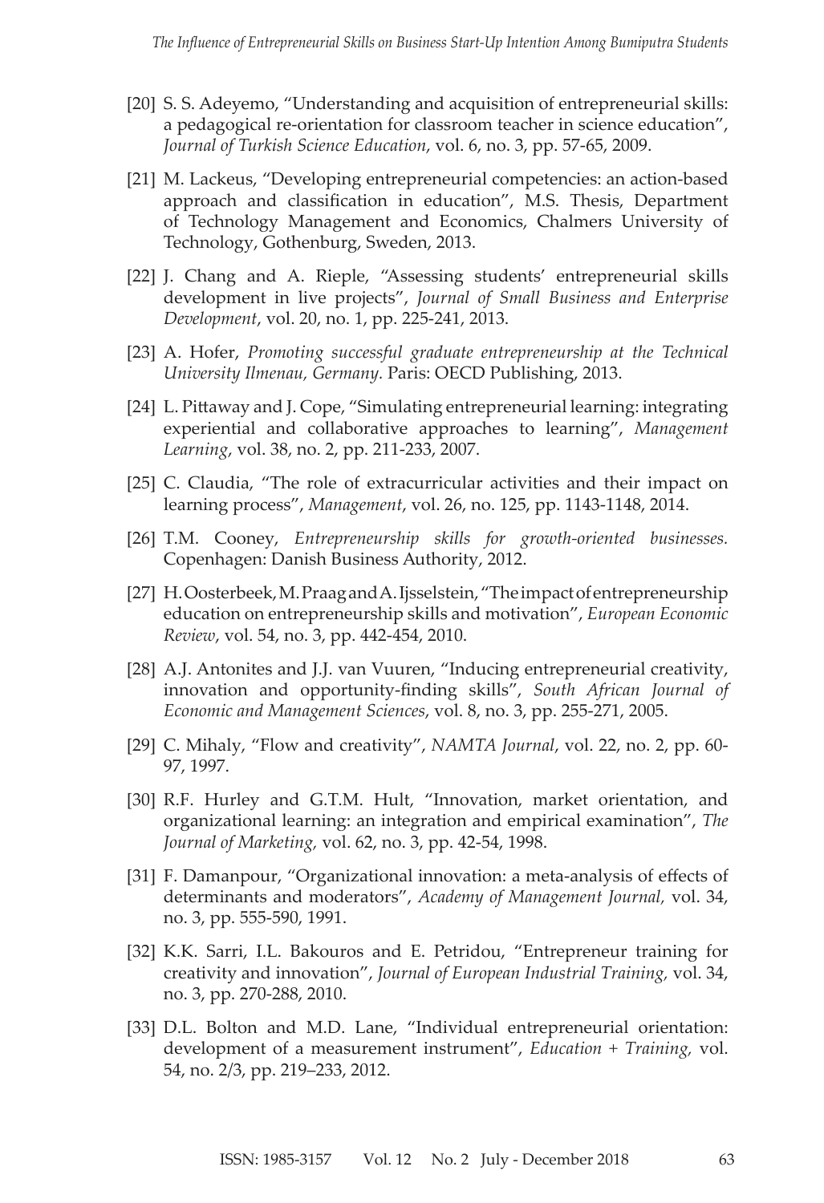[20] S. S. Adeyemo, "Understanding and acquisition of entrepreneurial skills: a pedagogical re-orientation for classroom teacher in science education", *Journal of Turkish Science Education*, vol. 6, no. 3, pp. 57-65, 2009.

[21] M. Lackeus, "Developing entrepreneurial competencies: an action-based approach and classification in education", M.S. Thesis, Department of Technology Management and Economics, Chalmers University of Technology, Gothenburg, Sweden, 2013.

[22] J. Chang and A. Rieple, "Assessing students' entrepreneurial skills development in live projects", *Journal of Small Business and Enterprise Development*, vol. 20, no. 1, pp. 225-241, 2013.

[23] A. Hofer, *Promoting successful graduate entrepreneurship at the Technical University Ilmenau, Germany.* Paris: OECD Publishing, 2013.

[24] L. Pittaway and J. Cope, "Simulating entrepreneurial learning: integrating experiential and collaborative approaches to learning", *Management Learning*, vol. 38, no. 2, pp. 211-233, 2007.

[25] C. Claudia, "The role of extracurricular activities and their impact on learning process", *Management*, vol. 26, no. 125, pp. 1143-1148, 2014.

[26] T.M. Cooney, *Entrepreneurship skills for growth-oriented businesses.* Copenhagen: Danish Business Authority, 2012.

[27] H. Oosterbeek, M. Praag and A. Ijsselstein, "The impact of entrepreneurship education on entrepreneurship skills and motivation", *European Economic Review*, vol. 54, no. 3, pp. 442-454, 2010.

[28] A.J. Antonites and J.J. van Vuuren, "Inducing entrepreneurial creativity, innovation and opportunity-finding skills", *South African Journal of Economic and Management Sciences*, vol. 8, no. 3, pp. 255-271, 2005.

[29] C. Mihaly, "Flow and creativity", *NAMTA Journal*, vol. 22, no. 2, pp. 60-97, 1997.

[30] R.F. Hurley and G.T.M. Hult, "Innovation, market orientation, and organizational learning: an integration and empirical examination", *The Journal of Marketing,* vol. 62, no. 3, pp. 42-54, 1998.

[31] F. Damanpour, "Organizational innovation: a meta-analysis of effects of determinants and moderators", *Academy of Management Journal,* vol. 34, no. 3, pp. 555-590, 1991.

[32] K.K. Sarri, I.L. Bakouros and E. Petridou, "Entrepreneur training for creativity and innovation", *Journal of European Industrial Training,* vol. 34, no. 3, pp. 270-288, 2010.

[33] D.L. Bolton and M.D. Lane, "Individual entrepreneurial orientation: development of a measurement instrument", *Education + Training,* vol. 54, no. 2/3, pp. 219–233, 2012.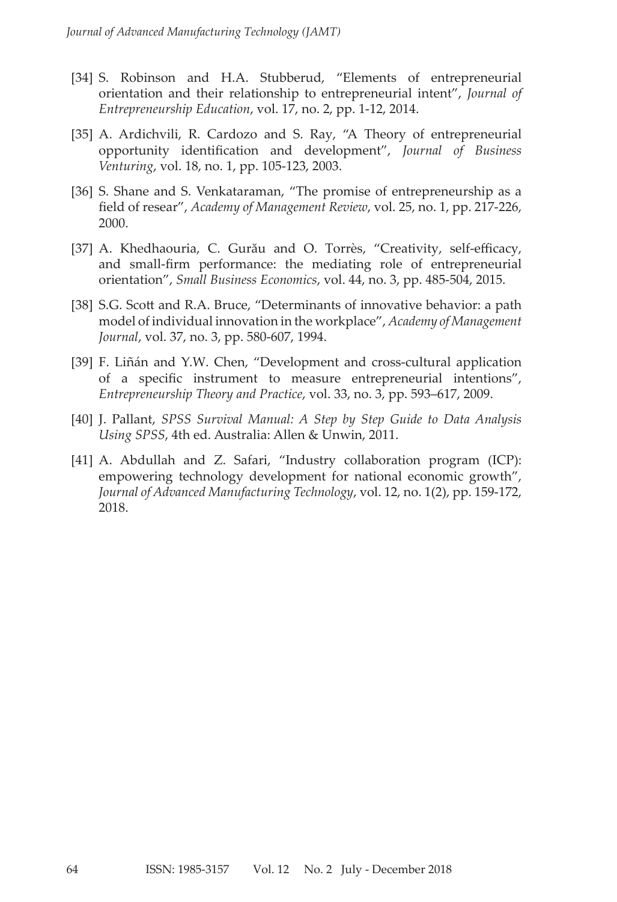[34] S. Robinson and H.A. Stubberud, "Elements of entrepreneurial orientation and their relationship to entrepreneurial intent", *Journal of Entrepreneurship Education*, vol. 17, no. 2, pp. 1-12, 2014.

[35] A. Ardichvili, R. Cardozo and S. Ray, "A Theory of entrepreneurial opportunity identification and development", *Journal of Business Venturing*, vol. 18, no. 1, pp. 105-123, 2003.

[36] S. Shane and S. Venkataraman, "The promise of entrepreneurship as a field of resear", *Academy of Management Review*, vol. 25, no. 1, pp. 217-226, 2000.

[37] A. Khedhaouria, C. Gurău and O. Torrès, "Creativity, self-efficacy, and small-firm performance: the mediating role of entrepreneurial orientation", *Small Business Economics*, vol. 44, no. 3, pp. 485-504, 2015.

[38] S.G. Scott and R.A. Bruce, "Determinants of innovative behavior: a path model of individual innovation in the workplace", *Academy of Management Journal*, vol. 37, no. 3, pp. 580-607, 1994.

[39] F. Liñán and Y.W. Chen, "Development and cross-cultural application of a specific instrument to measure entrepreneurial intentions", *Entrepreneurship Theory and Practice*, vol. 33, no. 3, pp. 593–617, 2009.

[40] J. Pallant, *SPSS Survival Manual: A Step by Step Guide to Data Analysis Using SPSS*, 4th ed. Australia: Allen & Unwin, 2011.

[41] A. Abdullah and Z. Safari, "Industry collaboration program (ICP): empowering technology development for national economic growth", *Journal of Advanced Manufacturing Technology*, vol. 12, no. 1(2), pp. 159-172, 2018.